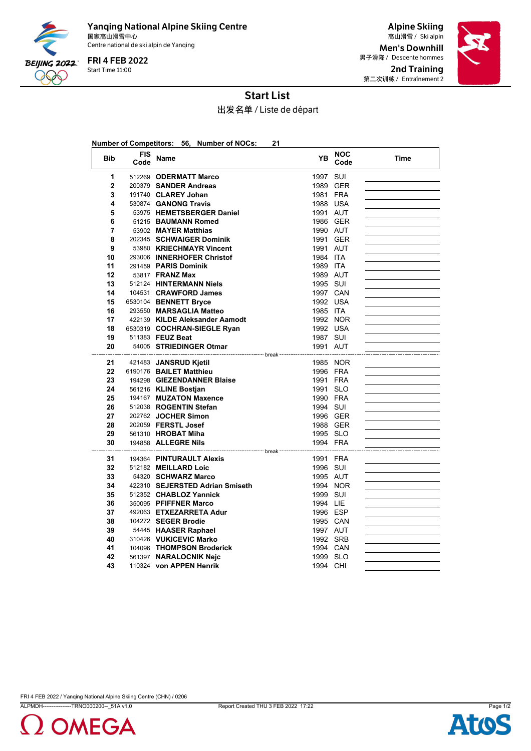**Yanqing National Alpine Skiing Centre**
国家高山滑雪中心
Centre national de ski alpin de Yanqing

**FRI 4 FEB 2022**
Start Time 11:00

**Alpine Skiing**
高山滑雪 / Ski alpin

**Men's Downhill**
男子滑降 / Descente hommes

**2nd Training**
第二次训练 / Entraînement 2

# Start List

出发名单 / Liste de départ

**Number of Competitors: 56, Number of NOCs: 21**

| Bib | FIS Code | Name | YB | NOC Code | Time |
|---|---|---|---|---|---|
| 1 | 512269 | **ODERMATT Marco** | 1997 | SUI | |
| 2 | 200379 | **SANDER Andreas** | 1989 | GER | |
| 3 | 191740 | **CLAREY Johan** | 1981 | FRA | |
| 4 | 530874 | **GANONG Travis** | 1988 | USA | |
| 5 | 53975 | **HEMETSBERGER Daniel** | 1991 | AUT | |
| 6 | 51215 | **BAUMANN Romed** | 1986 | GER | |
| 7 | 53902 | **MAYER Matthias** | 1990 | AUT | |
| 8 | 202345 | **SCHWAIGER Dominik** | 1991 | GER | |
| 9 | 53980 | **KRIECHMAYR Vincent** | 1991 | AUT | |
| 10 | 293006 | **INNERHOFER Christof** | 1984 | ITA | |
| 11 | 291459 | **PARIS Dominik** | 1989 | ITA | |
| 12 | 53817 | **FRANZ Max** | 1989 | AUT | |
| 13 | 512124 | **HINTERMANN Niels** | 1995 | SUI | |
| 14 | 104531 | **CRAWFORD James** | 1997 | CAN | |
| 15 | 6530104 | **BENNETT Bryce** | 1992 | USA | |
| 16 | 293550 | **MARSAGLIA Matteo** | 1985 | ITA | |
| 17 | 422139 | **KILDE Aleksander Aamodt** | 1992 | NOR | |
| 18 | 6530319 | **COCHRAN-SIEGLE Ryan** | 1992 | USA | |
| 19 | 511383 | **FEUZ Beat** | 1987 | SUI | |
| 20 | 54005 | **STRIEDINGER Otmar** | 1991 | AUT | |
| | | break | | | |
| 21 | 421483 | **JANSRUD Kjetil** | 1985 | NOR | |
| 22 | 6190176 | **BAILET Matthieu** | 1996 | FRA | |
| 23 | 194298 | **GIEZENDANNER Blaise** | 1991 | FRA | |
| 24 | 561216 | **KLINE Bostjan** | 1991 | SLO | |
| 25 | 194167 | **MUZATON Maxence** | 1990 | FRA | |
| 26 | 512038 | **ROGENTIN Stefan** | 1994 | SUI | |
| 27 | 202762 | **JOCHER Simon** | 1996 | GER | |
| 28 | 202059 | **FERSTL Josef** | 1988 | GER | |
| 29 | 561310 | **HROBAT Miha** | 1995 | SLO | |
| 30 | 194858 | **ALLEGRE Nils** | 1994 | FRA | |
| | | break | | | |
| 31 | 194364 | **PINTURAULT Alexis** | 1991 | FRA | |
| 32 | 512182 | **MEILLARD Loic** | 1996 | SUI | |
| 33 | 54320 | **SCHWARZ Marco** | 1995 | AUT | |
| 34 | 422310 | **SEJERSTED Adrian Smiseth** | 1994 | NOR | |
| 35 | 512352 | **CHABLOZ Yannick** | 1999 | SUI | |
| 36 | 350095 | **PFIFFNER Marco** | 1994 | LIE | |
| 37 | 492063 | **ETXEZARRETA Adur** | 1996 | ESP | |
| 38 | 104272 | **SEGER Brodie** | 1995 | CAN | |
| 39 | 54445 | **HAASER Raphael** | 1997 | AUT | |
| 40 | 310426 | **VUKICEVIC Marko** | 1992 | SRB | |
| 41 | 104096 | **THOMPSON Broderick** | 1994 | CAN | |
| 42 | 561397 | **NARALOCNIK Nejc** | 1999 | SLO | |
| 43 | 110324 | **von APPEN Henrik** | 1994 | CHI | |

FRI 4 FEB 2022 / Yanqing National Alpine Skiing Centre (CHN) / 0206
ALPMDH----------------TRNO000200--_51A v1.0    Report Created THU 3 FEB 2022 17:22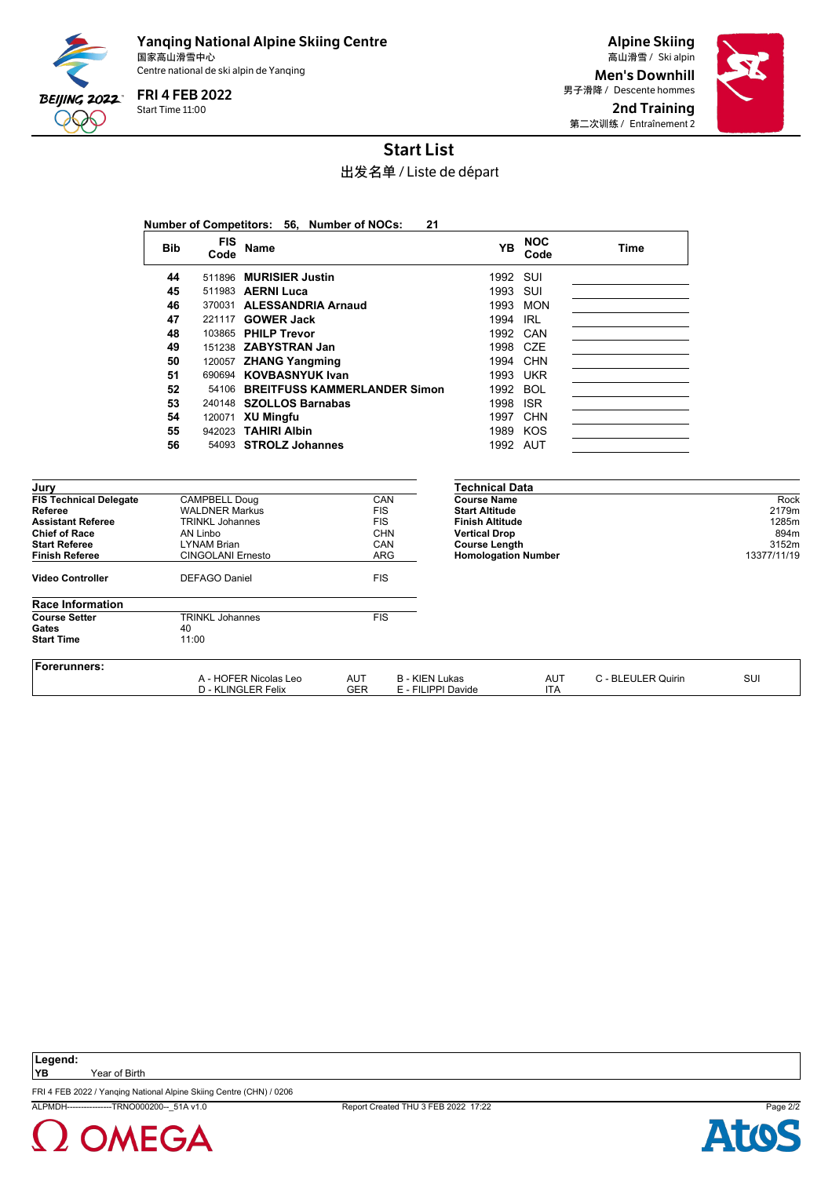Yanqing National Alpine Skiing Centre
国家高山滑雪中心
Centre national de ski alpin de Yanqing

FRI 4 FEB 2022
Start Time 11:00

Alpine Skiing
高山滑雪 / Ski alpin

Men's Downhill
男子滑降 / Descente hommes

2nd Training
第二次训练 / Entraînement 2

# Start List

出发名单 / Liste de départ

**Number of Competitors: 56, Number of NOCs: 21**

| Bib | FIS Code | Name | YB | NOC Code | Time |
|---|---|---|---|---|---|
| 44 | 511896 | **MURISIER Justin** | 1992 | SUI | |
| 45 | 511983 | **AERNI Luca** | 1993 | SUI | |
| 46 | 370031 | **ALESSANDRIA Arnaud** | 1993 | MON | |
| 47 | 221117 | **GOWER Jack** | 1994 | IRL | |
| 48 | 103865 | **PHILP Trevor** | 1992 | CAN | |
| 49 | 151238 | **ZABYSTRAN Jan** | 1998 | CZE | |
| 50 | 120057 | **ZHANG Yangming** | 1994 | CHN | |
| 51 | 690694 | **KOVBASNYUK Ivan** | 1993 | UKR | |
| 52 | 54106 | **BREITFUSS KAMMERLANDER Simon** | 1992 | BOL | |
| 53 | 240148 | **SZOLLOS Barnabas** | 1998 | ISR | |
| 54 | 120071 | **XU Mingfu** | 1997 | CHN | |
| 55 | 942023 | **TAHIRI Albin** | 1989 | KOS | |
| 56 | 54093 | **STROLZ Johannes** | 1992 | AUT | |

**Jury**

| | | |
|---|---|---|
| **FIS Technical Delegate** | CAMPBELL Doug | CAN |
| **Referee** | WALDNER Markus | FIS |
| **Assistant Referee** | TRINKL Johannes | FIS |
| **Chief of Race** | AN Linbo | CHN |
| **Start Referee** | LYNAM Brian | CAN |
| **Finish Referee** | CINGOLANI Ernesto | ARG |
| **Video Controller** | DEFAGO Daniel | FIS |

**Technical Data**

| | |
|---|---|
| **Course Name** | Rock |
| **Start Altitude** | 2179m |
| **Finish Altitude** | 1285m |
| **Vertical Drop** | 894m |
| **Course Length** | 3152m |
| **Homologation Number** | 13377/11/19 |

**Race Information**

| | | |
|---|---|---|
| **Course Setter** | TRINKL Johannes | FIS |
| **Gates** | 40 | |
| **Start Time** | 11:00 | |

**Forerunners:**

| | | | | | |
|---|---|---|---|---|---|
| A - HOFER Nicolas Leo | AUT | B - KIEN Lukas | AUT | C - BLEULER Quirin | SUI |
| D - KLINGLER Felix | GER | E - FILIPPI Davide | ITA | | |

**Legend:**
**YB** Year of Birth

FRI 4 FEB 2022 / Yanqing National Alpine Skiing Centre (CHN) / 0206

ALPMDH----------------TRNO000200--_51A v1.0    Report Created THU 3 FEB 2022 17:22